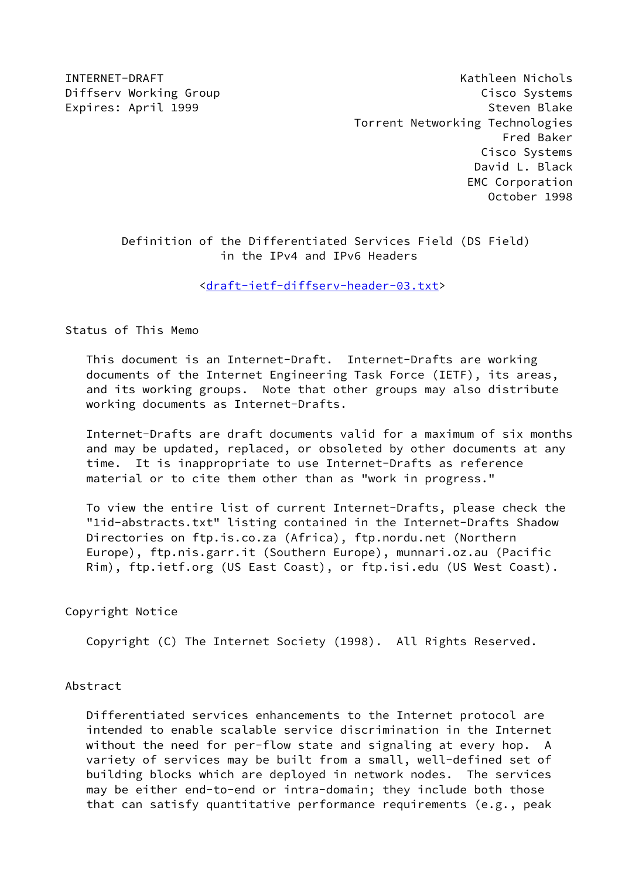INTERNET-DRAFT
Diffserv Working Group
Expires: April 1999

Kathleen Nichols
Cisco Systems
Steven Blake
Torrent Networking Technologies
Fred Baker
Cisco Systems
David L. Black
EMC Corporation
October 1998

# Definition of the Differentiated Services Field (DS Field) in the IPv4 and IPv6 Headers

<draft-ietf-diffserv-header-03.txt>

## Status of This Memo

This document is an Internet-Draft. Internet-Drafts are working documents of the Internet Engineering Task Force (IETF), its areas, and its working groups. Note that other groups may also distribute working documents as Internet-Drafts.

Internet-Drafts are draft documents valid for a maximum of six months and may be updated, replaced, or obsoleted by other documents at any time. It is inappropriate to use Internet-Drafts as reference material or to cite them other than as "work in progress."

To view the entire list of current Internet-Drafts, please check the "1id-abstracts.txt" listing contained in the Internet-Drafts Shadow Directories on ftp.is.co.za (Africa), ftp.nordu.net (Northern Europe), ftp.nis.garr.it (Southern Europe), munnari.oz.au (Pacific Rim), ftp.ietf.org (US East Coast), or ftp.isi.edu (US West Coast).

## Copyright Notice

Copyright (C) The Internet Society (1998). All Rights Reserved.

## Abstract

Differentiated services enhancements to the Internet protocol are intended to enable scalable service discrimination in the Internet without the need for per-flow state and signaling at every hop. A variety of services may be built from a small, well-defined set of building blocks which are deployed in network nodes. The services may be either end-to-end or intra-domain; they include both those that can satisfy quantitative performance requirements (e.g., peak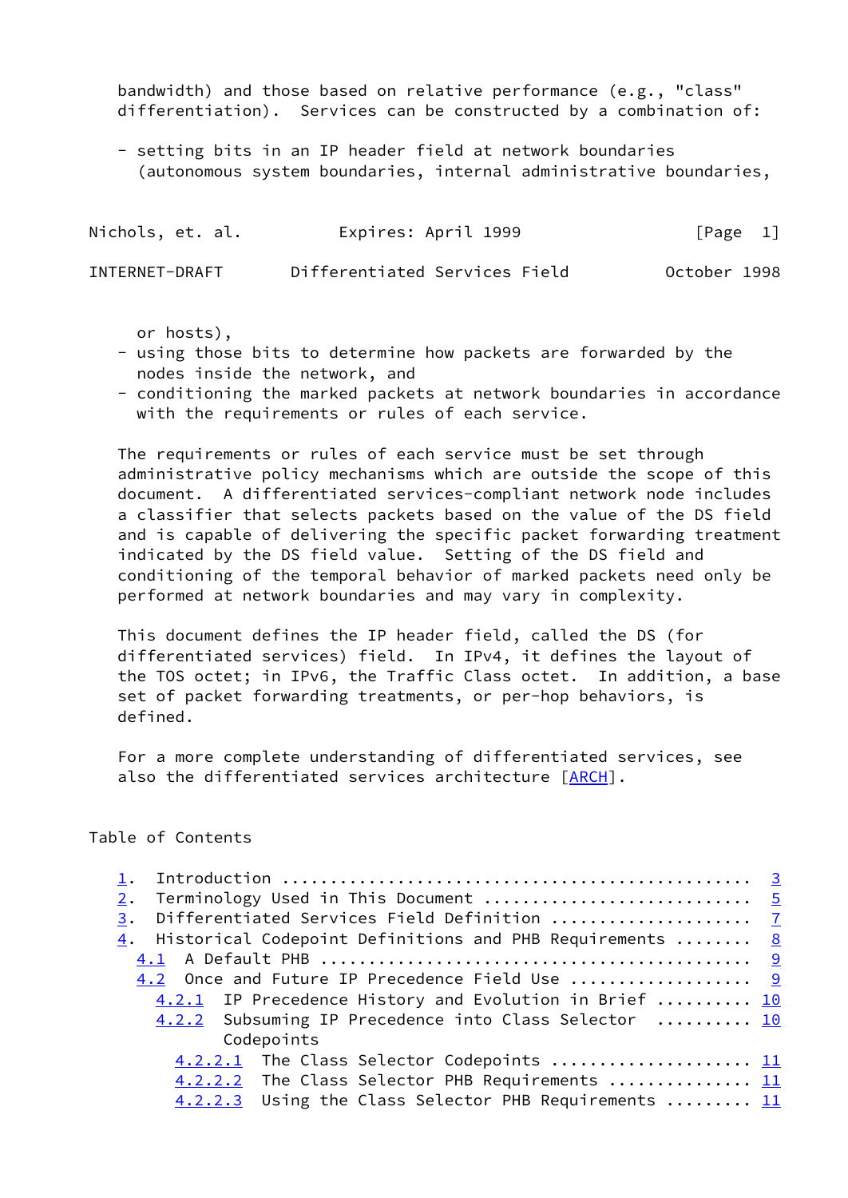bandwidth) and those based on relative performance (e.g., "class" differentiation). Services can be constructed by a combination of:

- setting bits in an IP header field at network boundaries (autonomous system boundaries, internal administrative boundaries, or hosts),
- using those bits to determine how packets are forwarded by the nodes inside the network, and
- conditioning the marked packets at network boundaries in accordance with the requirements or rules of each service.

The requirements or rules of each service must be set through administrative policy mechanisms which are outside the scope of this document. A differentiated services-compliant network node includes a classifier that selects packets based on the value of the DS field and is capable of delivering the specific packet forwarding treatment indicated by the DS field value. Setting of the DS field and conditioning of the temporal behavior of marked packets need only be performed at network boundaries and may vary in complexity.

This document defines the IP header field, called the DS (for differentiated services) field. In IPv4, it defines the layout of the TOS octet; in IPv6, the Traffic Class octet. In addition, a base set of packet forwarding treatments, or per-hop behaviors, is defined.

For a more complete understanding of differentiated services, see also the differentiated services architecture [ARCH].

## Table of Contents

```
1.  Introduction ................................................  3
2.  Terminology Used in This Document ...........................  5
3.  Differentiated Services Field Definition ....................  7
4.  Historical Codepoint Definitions and PHB Requirements ........  8
  4.1  A Default PHB ............................................  9
  4.2  Once and Future IP Precedence Field Use ..................  9
    4.2.1  IP Precedence History and Evolution in Brief .......... 10
    4.2.2  Subsuming IP Precedence into Class Selector  .......... 10
           Codepoints
      4.2.2.1  The Class Selector Codepoints .................... 11
      4.2.2.2  The Class Selector PHB Requirements .............. 11
      4.2.2.3  Using the Class Selector PHB Requirements ........ 11
```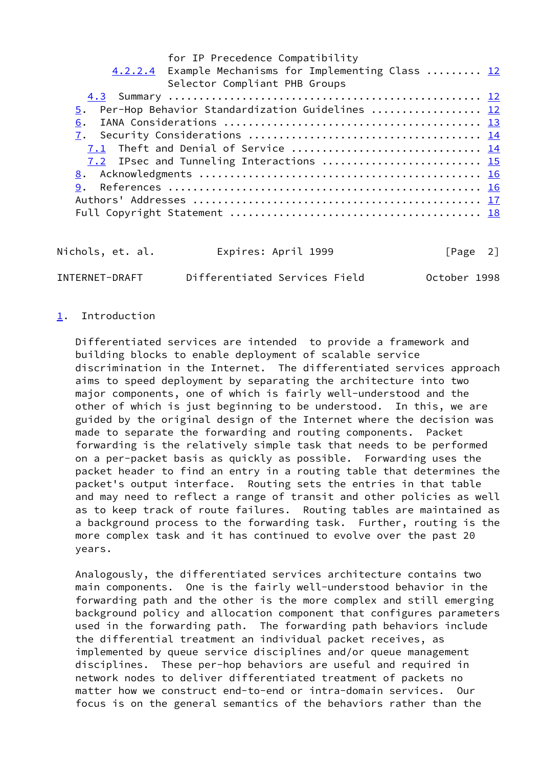for IP Precedence Compatibility
4.2.2.4 Example Mechanisms for Implementing Class ......... 12
Selector Compliant PHB Groups
4.3 Summary ................................................ 12
5. Per-Hop Behavior Standardization Guidelines .................. 12
6. IANA Considerations ......................................... 13
7. Security Considerations ..................................... 14
7.1 Theft and Denial of Service ................................ 14
7.2 IPsec and Tunneling Interactions ........................... 15
8. Acknowledgments ............................................. 16
9. References .................................................. 16
Authors' Addresses ............................................. 17
Full Copyright Statement ....................................... 18

# 1. Introduction

Differentiated services are intended to provide a framework and building blocks to enable deployment of scalable service discrimination in the Internet. The differentiated services approach aims to speed deployment by separating the architecture into two major components, one of which is fairly well-understood and the other of which is just beginning to be understood. In this, we are guided by the original design of the Internet where the decision was made to separate the forwarding and routing components. Packet forwarding is the relatively simple task that needs to be performed on a per-packet basis as quickly as possible. Forwarding uses the packet header to find an entry in a routing table that determines the packet's output interface. Routing sets the entries in that table and may need to reflect a range of transit and other policies as well as to keep track of route failures. Routing tables are maintained as a background process to the forwarding task. Further, routing is the more complex task and it has continued to evolve over the past 20 years.

Analogously, the differentiated services architecture contains two main components. One is the fairly well-understood behavior in the forwarding path and the other is the more complex and still emerging background policy and allocation component that configures parameters used in the forwarding path. The forwarding path behaviors include the differential treatment an individual packet receives, as implemented by queue service disciplines and/or queue management disciplines. These per-hop behaviors are useful and required in network nodes to deliver differentiated treatment of packets no matter how we construct end-to-end or intra-domain services. Our focus is on the general semantics of the behaviors rather than the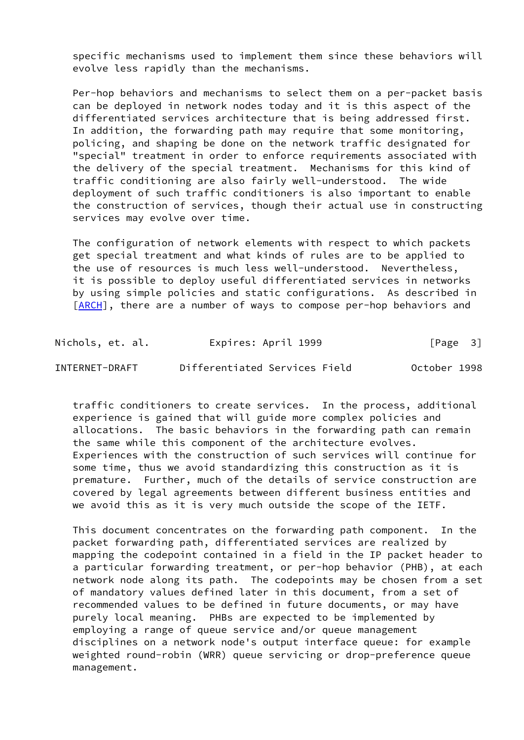specific mechanisms used to implement them since these behaviors will evolve less rapidly than the mechanisms.

Per-hop behaviors and mechanisms to select them on a per-packet basis can be deployed in network nodes today and it is this aspect of the differentiated services architecture that is being addressed first. In addition, the forwarding path may require that some monitoring, policing, and shaping be done on the network traffic designated for "special" treatment in order to enforce requirements associated with the delivery of the special treatment. Mechanisms for this kind of traffic conditioning are also fairly well-understood. The wide deployment of such traffic conditioners is also important to enable the construction of services, though their actual use in constructing services may evolve over time.

The configuration of network elements with respect to which packets get special treatment and what kinds of rules are to be applied to the use of resources is much less well-understood. Nevertheless, it is possible to deploy useful differentiated services in networks by using simple policies and static configurations. As described in [ARCH], there are a number of ways to compose per-hop behaviors and traffic conditioners to create services. In the process, additional experience is gained that will guide more complex policies and allocations. The basic behaviors in the forwarding path can remain the same while this component of the architecture evolves. Experiences with the construction of such services will continue for some time, thus we avoid standardizing this construction as it is premature. Further, much of the details of service construction are covered by legal agreements between different business entities and we avoid this as it is very much outside the scope of the IETF.

This document concentrates on the forwarding path component. In the packet forwarding path, differentiated services are realized by mapping the codepoint contained in a field in the IP packet header to a particular forwarding treatment, or per-hop behavior (PHB), at each network node along its path. The codepoints may be chosen from a set of mandatory values defined later in this document, from a set of recommended values to be defined in future documents, or may have purely local meaning. PHBs are expected to be implemented by employing a range of queue service and/or queue management disciplines on a network node's output interface queue: for example weighted round-robin (WRR) queue servicing or drop-preference queue management.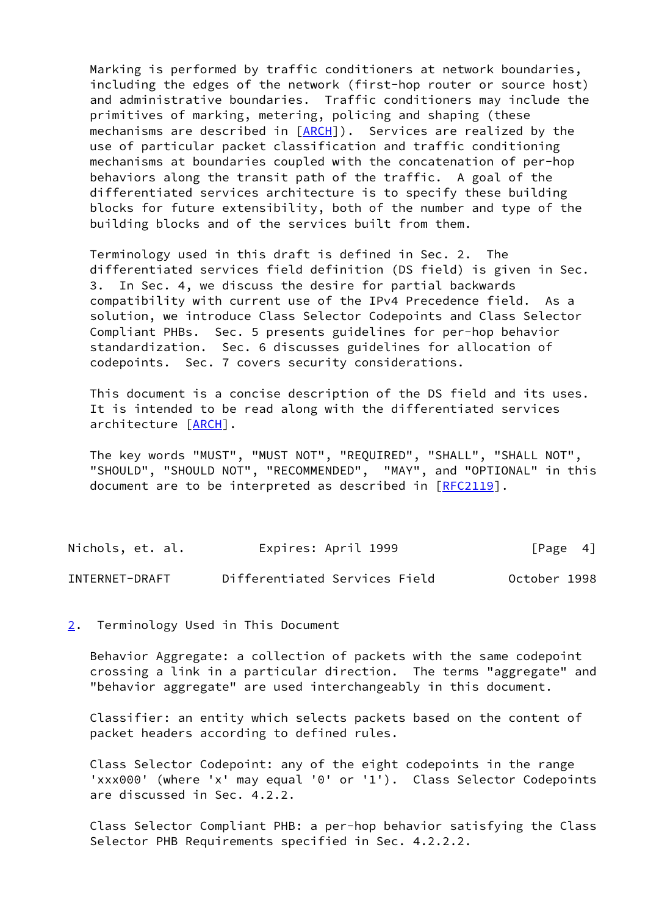Marking is performed by traffic conditioners at network boundaries, including the edges of the network (first-hop router or source host) and administrative boundaries. Traffic conditioners may include the primitives of marking, metering, policing and shaping (these mechanisms are described in [ARCH]). Services are realized by the use of particular packet classification and traffic conditioning mechanisms at boundaries coupled with the concatenation of per-hop behaviors along the transit path of the traffic. A goal of the differentiated services architecture is to specify these building blocks for future extensibility, both of the number and type of the building blocks and of the services built from them.

Terminology used in this draft is defined in Sec. 2. The differentiated services field definition (DS field) is given in Sec. 3. In Sec. 4, we discuss the desire for partial backwards compatibility with current use of the IPv4 Precedence field. As a solution, we introduce Class Selector Codepoints and Class Selector Compliant PHBs. Sec. 5 presents guidelines for per-hop behavior standardization. Sec. 6 discusses guidelines for allocation of codepoints. Sec. 7 covers security considerations.

This document is a concise description of the DS field and its uses. It is intended to be read along with the differentiated services architecture [ARCH].

The key words "MUST", "MUST NOT", "REQUIRED", "SHALL", "SHALL NOT", "SHOULD", "SHOULD NOT", "RECOMMENDED", "MAY", and "OPTIONAL" in this document are to be interpreted as described in [RFC2119].

## 2. Terminology Used in This Document

Behavior Aggregate: a collection of packets with the same codepoint crossing a link in a particular direction. The terms "aggregate" and "behavior aggregate" are used interchangeably in this document.

Classifier: an entity which selects packets based on the content of packet headers according to defined rules.

Class Selector Codepoint: any of the eight codepoints in the range 'xxx000' (where 'x' may equal '0' or '1'). Class Selector Codepoints are discussed in Sec. 4.2.2.

Class Selector Compliant PHB: a per-hop behavior satisfying the Class Selector PHB Requirements specified in Sec. 4.2.2.2.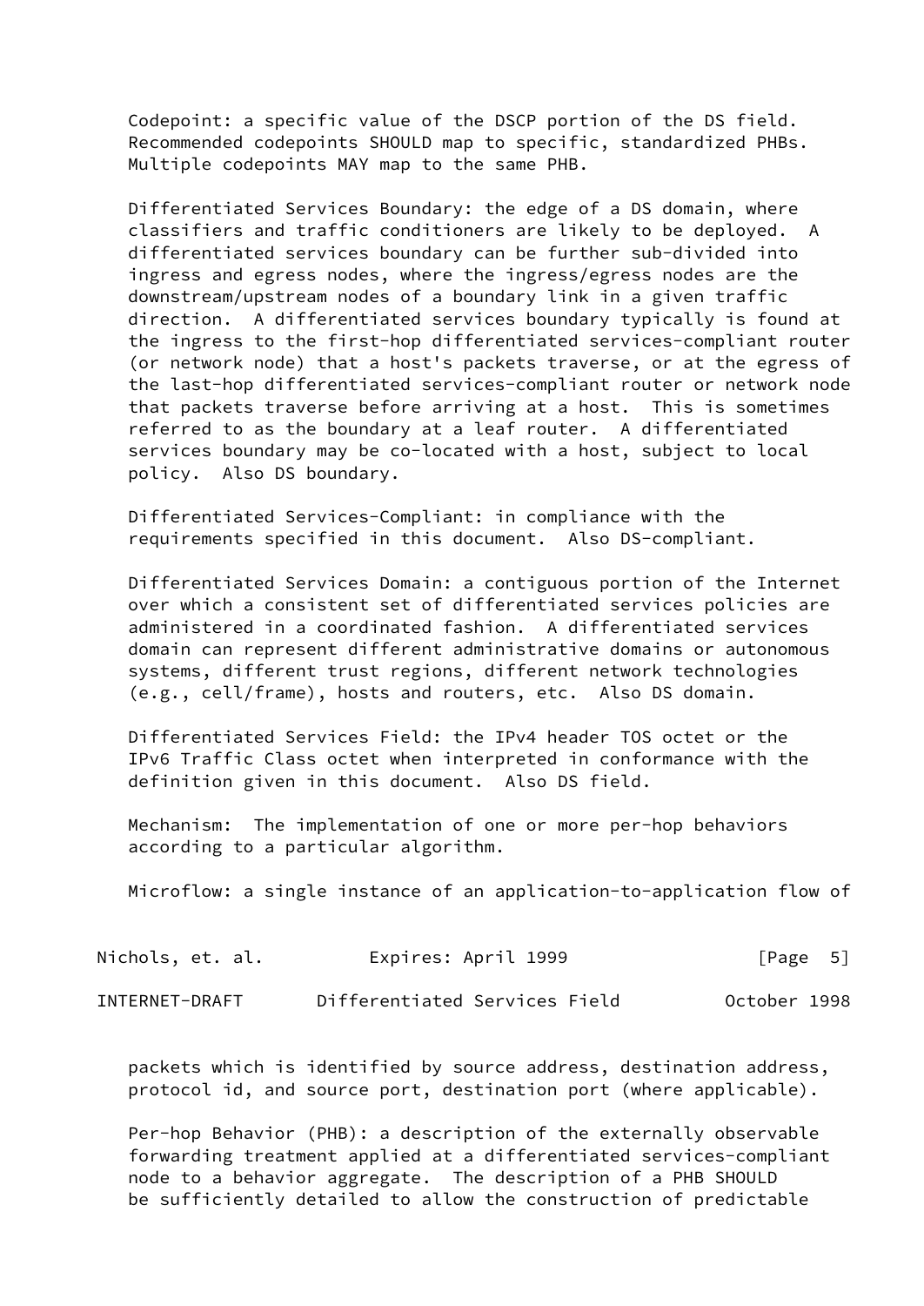Codepoint: a specific value of the DSCP portion of the DS field. Recommended codepoints SHOULD map to specific, standardized PHBs. Multiple codepoints MAY map to the same PHB.

Differentiated Services Boundary: the edge of a DS domain, where classifiers and traffic conditioners are likely to be deployed. A differentiated services boundary can be further sub-divided into ingress and egress nodes, where the ingress/egress nodes are the downstream/upstream nodes of a boundary link in a given traffic direction. A differentiated services boundary typically is found at the ingress to the first-hop differentiated services-compliant router (or network node) that a host's packets traverse, or at the egress of the last-hop differentiated services-compliant router or network node that packets traverse before arriving at a host. This is sometimes referred to as the boundary at a leaf router. A differentiated services boundary may be co-located with a host, subject to local policy. Also DS boundary.

Differentiated Services-Compliant: in compliance with the requirements specified in this document. Also DS-compliant.

Differentiated Services Domain: a contiguous portion of the Internet over which a consistent set of differentiated services policies are administered in a coordinated fashion. A differentiated services domain can represent different administrative domains or autonomous systems, different trust regions, different network technologies (e.g., cell/frame), hosts and routers, etc. Also DS domain.

Differentiated Services Field: the IPv4 header TOS octet or the IPv6 Traffic Class octet when interpreted in conformance with the definition given in this document. Also DS field.

Mechanism: The implementation of one or more per-hop behaviors according to a particular algorithm.

Microflow: a single instance of an application-to-application flow of packets which is identified by source address, destination address, protocol id, and source port, destination port (where applicable).

Per-hop Behavior (PHB): a description of the externally observable forwarding treatment applied at a differentiated services-compliant node to a behavior aggregate. The description of a PHB SHOULD be sufficiently detailed to allow the construction of predictable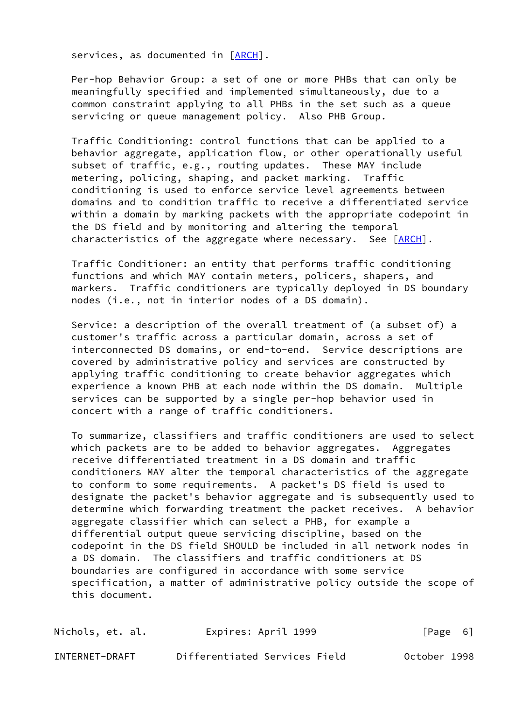services, as documented in [ARCH].

Per-hop Behavior Group: a set of one or more PHBs that can only be meaningfully specified and implemented simultaneously, due to a common constraint applying to all PHBs in the set such as a queue servicing or queue management policy. Also PHB Group.

Traffic Conditioning: control functions that can be applied to a behavior aggregate, application flow, or other operationally useful subset of traffic, e.g., routing updates. These MAY include metering, policing, shaping, and packet marking. Traffic conditioning is used to enforce service level agreements between domains and to condition traffic to receive a differentiated service within a domain by marking packets with the appropriate codepoint in the DS field and by monitoring and altering the temporal characteristics of the aggregate where necessary. See [ARCH].

Traffic Conditioner: an entity that performs traffic conditioning functions and which MAY contain meters, policers, shapers, and markers. Traffic conditioners are typically deployed in DS boundary nodes (i.e., not in interior nodes of a DS domain).

Service: a description of the overall treatment of (a subset of) a customer's traffic across a particular domain, across a set of interconnected DS domains, or end-to-end. Service descriptions are covered by administrative policy and services are constructed by applying traffic conditioning to create behavior aggregates which experience a known PHB at each node within the DS domain. Multiple services can be supported by a single per-hop behavior used in concert with a range of traffic conditioners.

To summarize, classifiers and traffic conditioners are used to select which packets are to be added to behavior aggregates. Aggregates receive differentiated treatment in a DS domain and traffic conditioners MAY alter the temporal characteristics of the aggregate to conform to some requirements. A packet's DS field is used to designate the packet's behavior aggregate and is subsequently used to determine which forwarding treatment the packet receives. A behavior aggregate classifier which can select a PHB, for example a differential output queue servicing discipline, based on the codepoint in the DS field SHOULD be included in all network nodes in a DS domain. The classifiers and traffic conditioners at DS boundaries are configured in accordance with some service specification, a matter of administrative policy outside the scope of this document.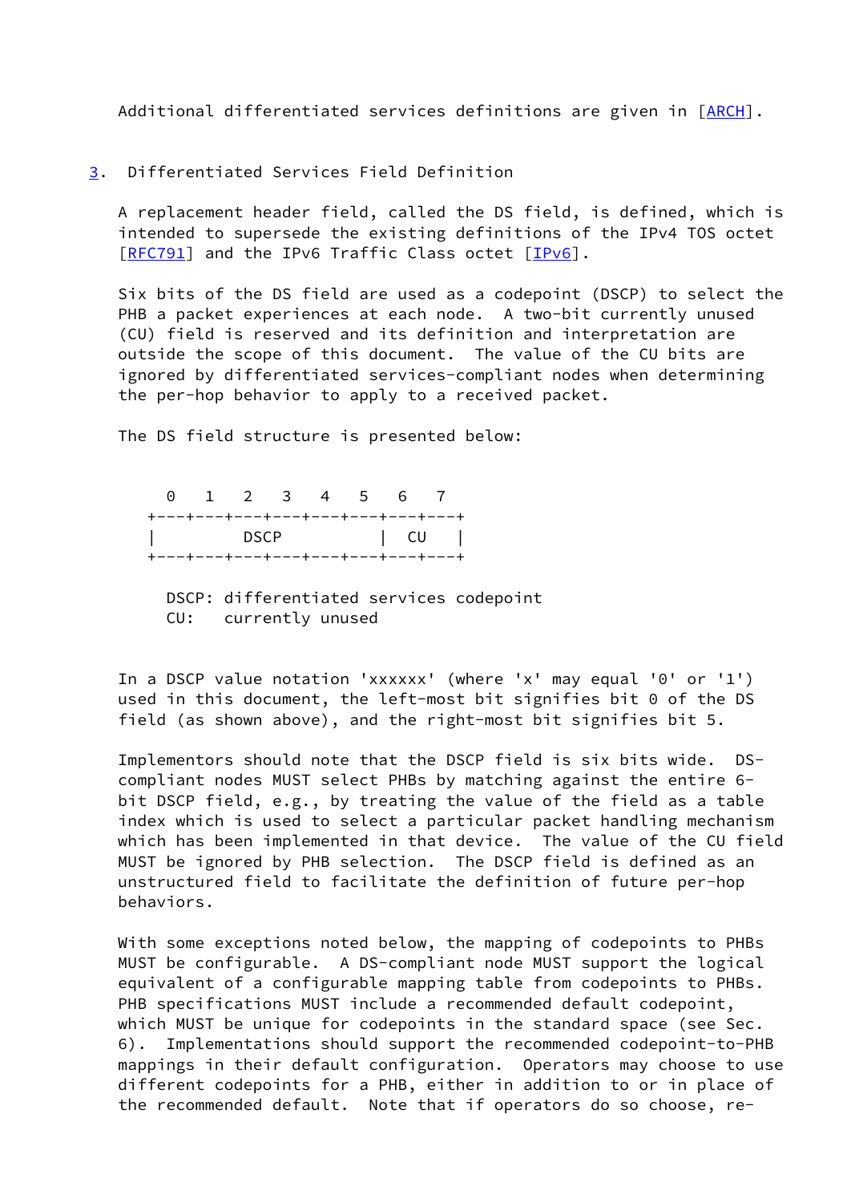Additional differentiated services definitions are given in [ARCH].

## 3. Differentiated Services Field Definition

A replacement header field, called the DS field, is defined, which is intended to supersede the existing definitions of the IPv4 TOS octet [RFC791] and the IPv6 Traffic Class octet [IPv6].

Six bits of the DS field are used as a codepoint (DSCP) to select the PHB a packet experiences at each node. A two-bit currently unused (CU) field is reserved and its definition and interpretation are outside the scope of this document. The value of the CU bits are ignored by differentiated services-compliant nodes when determining the per-hop behavior to apply to a received packet.

The DS field structure is presented below:

```
  0   1   2   3   4   5   6   7
+---+---+---+---+---+---+---+---+
|         DSCP          |  CU   |
+---+---+---+---+---+---+---+---+

  DSCP: differentiated services codepoint
  CU:   currently unused
```

In a DSCP value notation 'xxxxxx' (where 'x' may equal '0' or '1') used in this document, the left-most bit signifies bit 0 of the DS field (as shown above), and the right-most bit signifies bit 5.

Implementors should note that the DSCP field is six bits wide. DS-compliant nodes MUST select PHBs by matching against the entire 6-bit DSCP field, e.g., by treating the value of the field as a table index which is used to select a particular packet handling mechanism which has been implemented in that device. The value of the CU field MUST be ignored by PHB selection. The DSCP field is defined as an unstructured field to facilitate the definition of future per-hop behaviors.

With some exceptions noted below, the mapping of codepoints to PHBs MUST be configurable. A DS-compliant node MUST support the logical equivalent of a configurable mapping table from codepoints to PHBs. PHB specifications MUST include a recommended default codepoint, which MUST be unique for codepoints in the standard space (see Sec. 6). Implementations should support the recommended codepoint-to-PHB mappings in their default configuration. Operators may choose to use different codepoints for a PHB, either in addition to or in place of the recommended default. Note that if operators do so choose, re-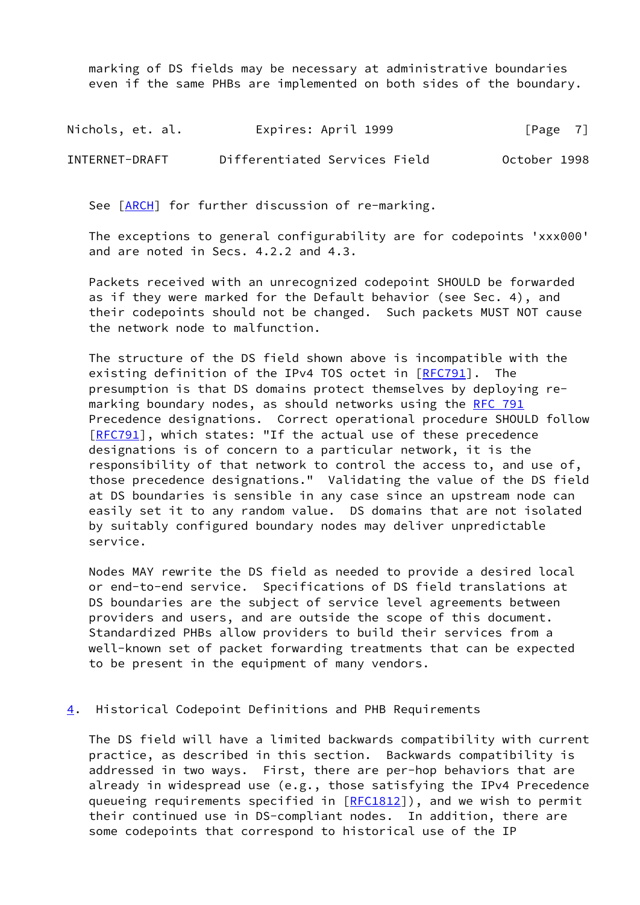marking of DS fields may be necessary at administrative boundaries even if the same PHBs are implemented on both sides of the boundary.

See [ARCH] for further discussion of re-marking.

The exceptions to general configurability are for codepoints 'xxx000' and are noted in Secs. 4.2.2 and 4.3.

Packets received with an unrecognized codepoint SHOULD be forwarded as if they were marked for the Default behavior (see Sec. 4), and their codepoints should not be changed. Such packets MUST NOT cause the network node to malfunction.

The structure of the DS field shown above is incompatible with the existing definition of the IPv4 TOS octet in [RFC791]. The presumption is that DS domains protect themselves by deploying re-marking boundary nodes, as should networks using the RFC 791 Precedence designations. Correct operational procedure SHOULD follow [RFC791], which states: "If the actual use of these precedence designations is of concern to a particular network, it is the responsibility of that network to control the access to, and use of, those precedence designations." Validating the value of the DS field at DS boundaries is sensible in any case since an upstream node can easily set it to any random value. DS domains that are not isolated by suitably configured boundary nodes may deliver unpredictable service.

Nodes MAY rewrite the DS field as needed to provide a desired local or end-to-end service. Specifications of DS field translations at DS boundaries are the subject of service level agreements between providers and users, and are outside the scope of this document. Standardized PHBs allow providers to build their services from a well-known set of packet forwarding treatments that can be expected to be present in the equipment of many vendors.

## 4. Historical Codepoint Definitions and PHB Requirements

The DS field will have a limited backwards compatibility with current practice, as described in this section. Backwards compatibility is addressed in two ways. First, there are per-hop behaviors that are already in widespread use (e.g., those satisfying the IPv4 Precedence queueing requirements specified in [RFC1812]), and we wish to permit their continued use in DS-compliant nodes. In addition, there are some codepoints that correspond to historical use of the IP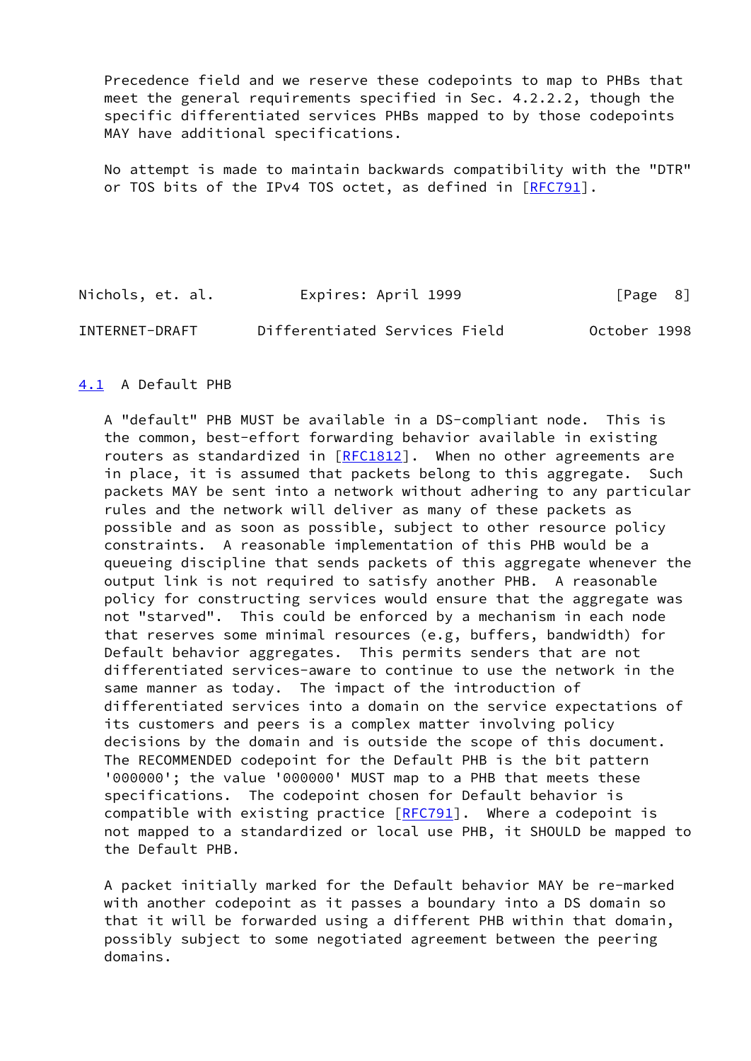Precedence field and we reserve these codepoints to map to PHBs that meet the general requirements specified in Sec. 4.2.2.2, though the specific differentiated services PHBs mapped to by those codepoints MAY have additional specifications.

No attempt is made to maintain backwards compatibility with the "DTR" or TOS bits of the IPv4 TOS octet, as defined in [RFC791].

## 4.1 A Default PHB

A "default" PHB MUST be available in a DS-compliant node. This is the common, best-effort forwarding behavior available in existing routers as standardized in [RFC1812]. When no other agreements are in place, it is assumed that packets belong to this aggregate. Such packets MAY be sent into a network without adhering to any particular rules and the network will deliver as many of these packets as possible and as soon as possible, subject to other resource policy constraints. A reasonable implementation of this PHB would be a queueing discipline that sends packets of this aggregate whenever the output link is not required to satisfy another PHB. A reasonable policy for constructing services would ensure that the aggregate was not "starved". This could be enforced by a mechanism in each node that reserves some minimal resources (e.g, buffers, bandwidth) for Default behavior aggregates. This permits senders that are not differentiated services-aware to continue to use the network in the same manner as today. The impact of the introduction of differentiated services into a domain on the service expectations of its customers and peers is a complex matter involving policy decisions by the domain and is outside the scope of this document. The RECOMMENDED codepoint for the Default PHB is the bit pattern '000000'; the value '000000' MUST map to a PHB that meets these specifications. The codepoint chosen for Default behavior is compatible with existing practice [RFC791]. Where a codepoint is not mapped to a standardized or local use PHB, it SHOULD be mapped to the Default PHB.

A packet initially marked for the Default behavior MAY be re-marked with another codepoint as it passes a boundary into a DS domain so that it will be forwarded using a different PHB within that domain, possibly subject to some negotiated agreement between the peering domains.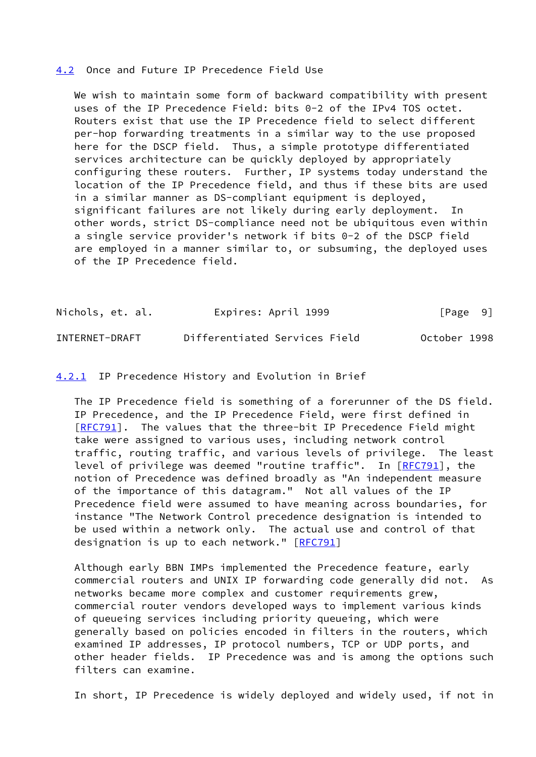### 4.2 Once and Future IP Precedence Field Use

We wish to maintain some form of backward compatibility with present uses of the IP Precedence Field: bits 0-2 of the IPv4 TOS octet. Routers exist that use the IP Precedence field to select different per-hop forwarding treatments in a similar way to the use proposed here for the DSCP field. Thus, a simple prototype differentiated services architecture can be quickly deployed by appropriately configuring these routers. Further, IP systems today understand the location of the IP Precedence field, and thus if these bits are used in a similar manner as DS-compliant equipment is deployed, significant failures are not likely during early deployment. In other words, strict DS-compliance need not be ubiquitous even within a single service provider's network if bits 0-2 of the DSCP field are employed in a manner similar to, or subsuming, the deployed uses of the IP Precedence field.

#### 4.2.1 IP Precedence History and Evolution in Brief

The IP Precedence field is something of a forerunner of the DS field. IP Precedence, and the IP Precedence Field, were first defined in [RFC791]. The values that the three-bit IP Precedence Field might take were assigned to various uses, including network control traffic, routing traffic, and various levels of privilege. The least level of privilege was deemed "routine traffic". In [RFC791], the notion of Precedence was defined broadly as "An independent measure of the importance of this datagram." Not all values of the IP Precedence field were assumed to have meaning across boundaries, for instance "The Network Control precedence designation is intended to be used within a network only. The actual use and control of that designation is up to each network." [RFC791]

Although early BBN IMPs implemented the Precedence feature, early commercial routers and UNIX IP forwarding code generally did not. As networks became more complex and customer requirements grew, commercial router vendors developed ways to implement various kinds of queueing services including priority queueing, which were generally based on policies encoded in filters in the routers, which examined IP addresses, IP protocol numbers, TCP or UDP ports, and other header fields. IP Precedence was and is among the options such filters can examine.

In short, IP Precedence is widely deployed and widely used, if not in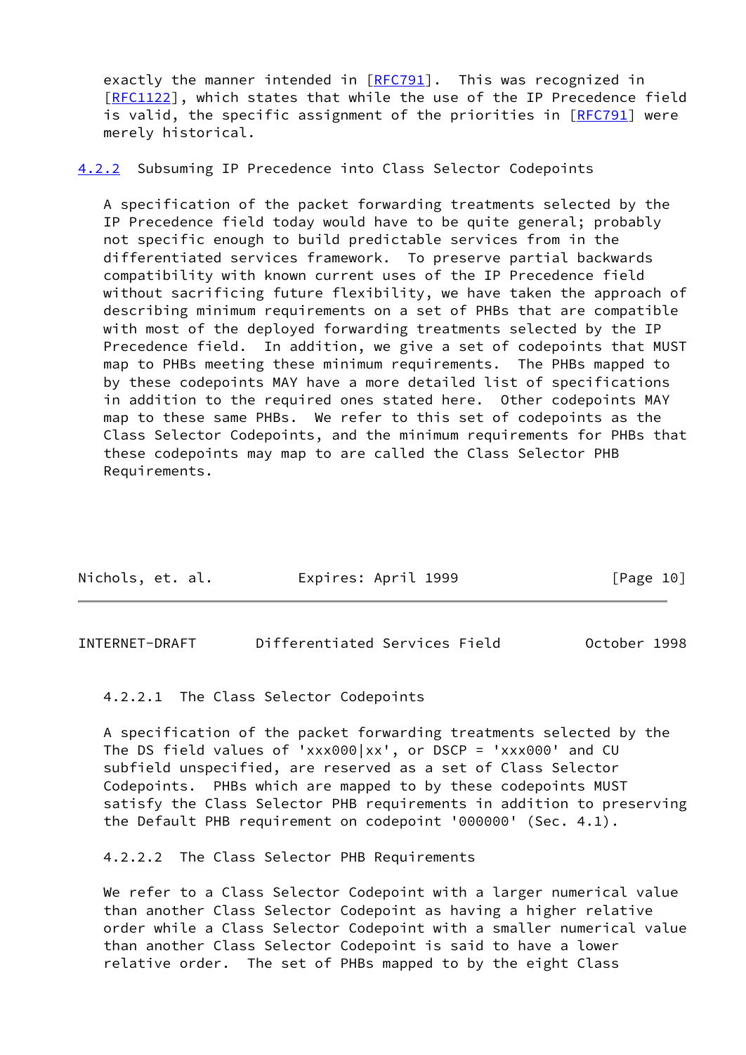exactly the manner intended in [RFC791]. This was recognized in [RFC1122], which states that while the use of the IP Precedence field is valid, the specific assignment of the priorities in [RFC791] were merely historical.

### 4.2.2 Subsuming IP Precedence into Class Selector Codepoints

A specification of the packet forwarding treatments selected by the IP Precedence field today would have to be quite general; probably not specific enough to build predictable services from in the differentiated services framework. To preserve partial backwards compatibility with known current uses of the IP Precedence field without sacrificing future flexibility, we have taken the approach of describing minimum requirements on a set of PHBs that are compatible with most of the deployed forwarding treatments selected by the IP Precedence field. In addition, we give a set of codepoints that MUST map to PHBs meeting these minimum requirements. The PHBs mapped to by these codepoints MAY have a more detailed list of specifications in addition to the required ones stated here. Other codepoints MAY map to these same PHBs. We refer to this set of codepoints as the Class Selector Codepoints, and the minimum requirements for PHBs that these codepoints may map to are called the Class Selector PHB Requirements.

#### 4.2.2.1 The Class Selector Codepoints

A specification of the packet forwarding treatments selected by the The DS field values of 'xxx000|xx', or DSCP = 'xxx000' and CU subfield unspecified, are reserved as a set of Class Selector Codepoints. PHBs which are mapped to by these codepoints MUST satisfy the Class Selector PHB requirements in addition to preserving the Default PHB requirement on codepoint '000000' (Sec. 4.1).

#### 4.2.2.2 The Class Selector PHB Requirements

We refer to a Class Selector Codepoint with a larger numerical value than another Class Selector Codepoint as having a higher relative order while a Class Selector Codepoint with a smaller numerical value than another Class Selector Codepoint is said to have a lower relative order. The set of PHBs mapped to by the eight Class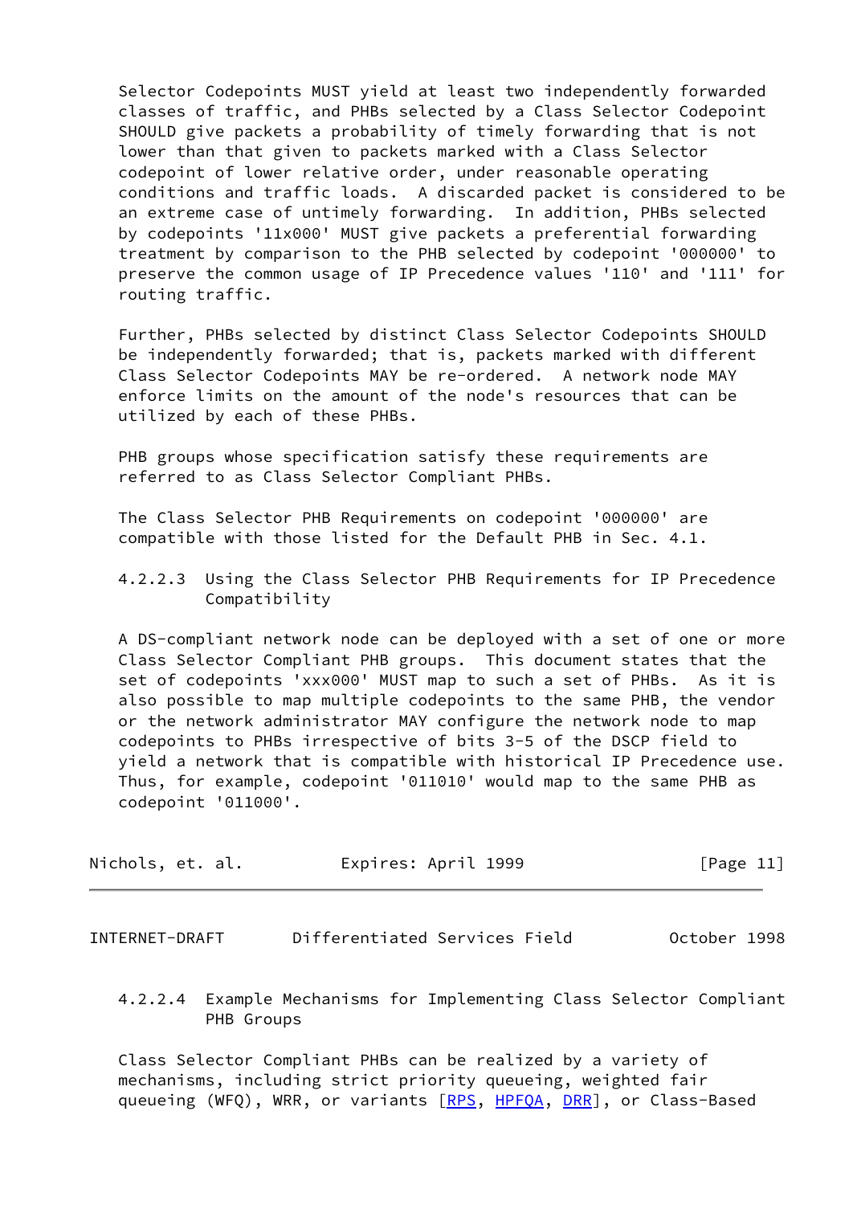Selector Codepoints MUST yield at least two independently forwarded classes of traffic, and PHBs selected by a Class Selector Codepoint SHOULD give packets a probability of timely forwarding that is not lower than that given to packets marked with a Class Selector codepoint of lower relative order, under reasonable operating conditions and traffic loads. A discarded packet is considered to be an extreme case of untimely forwarding. In addition, PHBs selected by codepoints '11x000' MUST give packets a preferential forwarding treatment by comparison to the PHB selected by codepoint '000000' to preserve the common usage of IP Precedence values '110' and '111' for routing traffic.

Further, PHBs selected by distinct Class Selector Codepoints SHOULD be independently forwarded; that is, packets marked with different Class Selector Codepoints MAY be re-ordered. A network node MAY enforce limits on the amount of the node's resources that can be utilized by each of these PHBs.

PHB groups whose specification satisfy these requirements are referred to as Class Selector Compliant PHBs.

The Class Selector PHB Requirements on codepoint '000000' are compatible with those listed for the Default PHB in Sec. 4.1.

#### 4.2.2.3 Using the Class Selector PHB Requirements for IP Precedence Compatibility

A DS-compliant network node can be deployed with a set of one or more Class Selector Compliant PHB groups. This document states that the set of codepoints 'xxx000' MUST map to such a set of PHBs. As it is also possible to map multiple codepoints to the same PHB, the vendor or the network administrator MAY configure the network node to map codepoints to PHBs irrespective of bits 3-5 of the DSCP field to yield a network that is compatible with historical IP Precedence use. Thus, for example, codepoint '011010' would map to the same PHB as codepoint '011000'.

#### 4.2.2.4 Example Mechanisms for Implementing Class Selector Compliant PHB Groups

Class Selector Compliant PHBs can be realized by a variety of mechanisms, including strict priority queueing, weighted fair queueing (WFQ), WRR, or variants [RPS, HPFQA, DRR], or Class-Based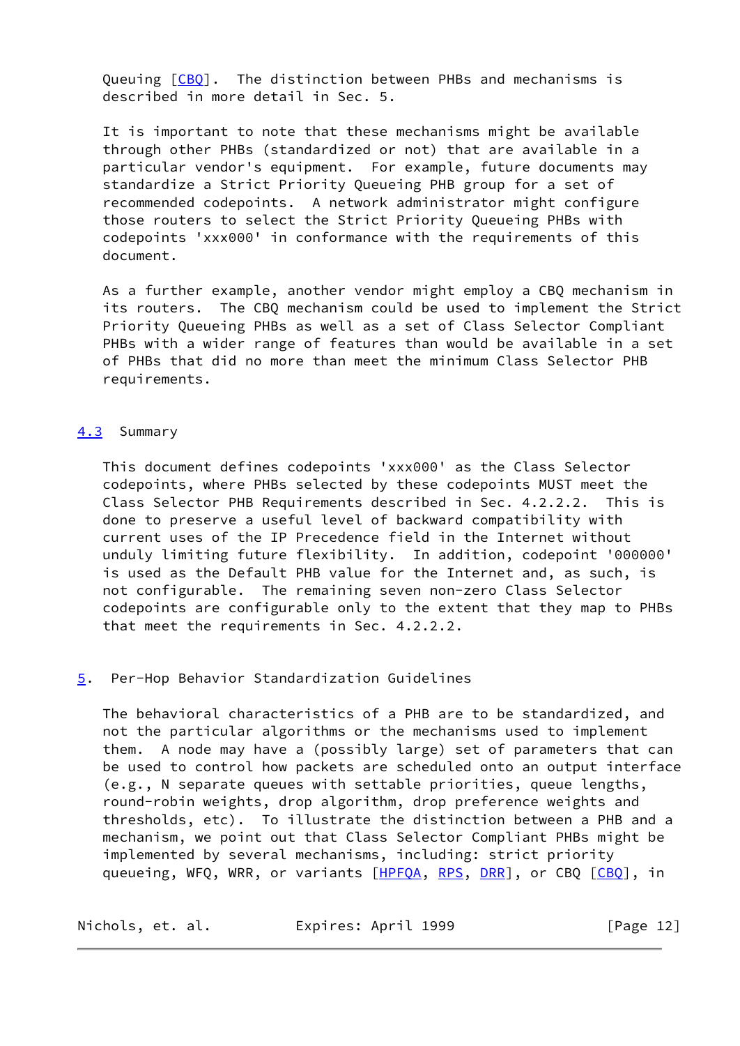Queuing [CBQ]. The distinction between PHBs and mechanisms is described in more detail in Sec. 5.

It is important to note that these mechanisms might be available through other PHBs (standardized or not) that are available in a particular vendor's equipment. For example, future documents may standardize a Strict Priority Queueing PHB group for a set of recommended codepoints. A network administrator might configure those routers to select the Strict Priority Queueing PHBs with codepoints 'xxx000' in conformance with the requirements of this document.

As a further example, another vendor might employ a CBQ mechanism in its routers. The CBQ mechanism could be used to implement the Strict Priority Queueing PHBs as well as a set of Class Selector Compliant PHBs with a wider range of features than would be available in a set of PHBs that did no more than meet the minimum Class Selector PHB requirements.

### 4.3 Summary

This document defines codepoints 'xxx000' as the Class Selector codepoints, where PHBs selected by these codepoints MUST meet the Class Selector PHB Requirements described in Sec. 4.2.2.2. This is done to preserve a useful level of backward compatibility with current uses of the IP Precedence field in the Internet without unduly limiting future flexibility. In addition, codepoint '000000' is used as the Default PHB value for the Internet and, as such, is not configurable. The remaining seven non-zero Class Selector codepoints are configurable only to the extent that they map to PHBs that meet the requirements in Sec. 4.2.2.2.

## 5. Per-Hop Behavior Standardization Guidelines

The behavioral characteristics of a PHB are to be standardized, and not the particular algorithms or the mechanisms used to implement them. A node may have a (possibly large) set of parameters that can be used to control how packets are scheduled onto an output interface (e.g., N separate queues with settable priorities, queue lengths, round-robin weights, drop algorithm, drop preference weights and thresholds, etc). To illustrate the distinction between a PHB and a mechanism, we point out that Class Selector Compliant PHBs might be implemented by several mechanisms, including: strict priority queueing, WFQ, WRR, or variants [HPFQA, RPS, DRR], or CBQ [CBQ], in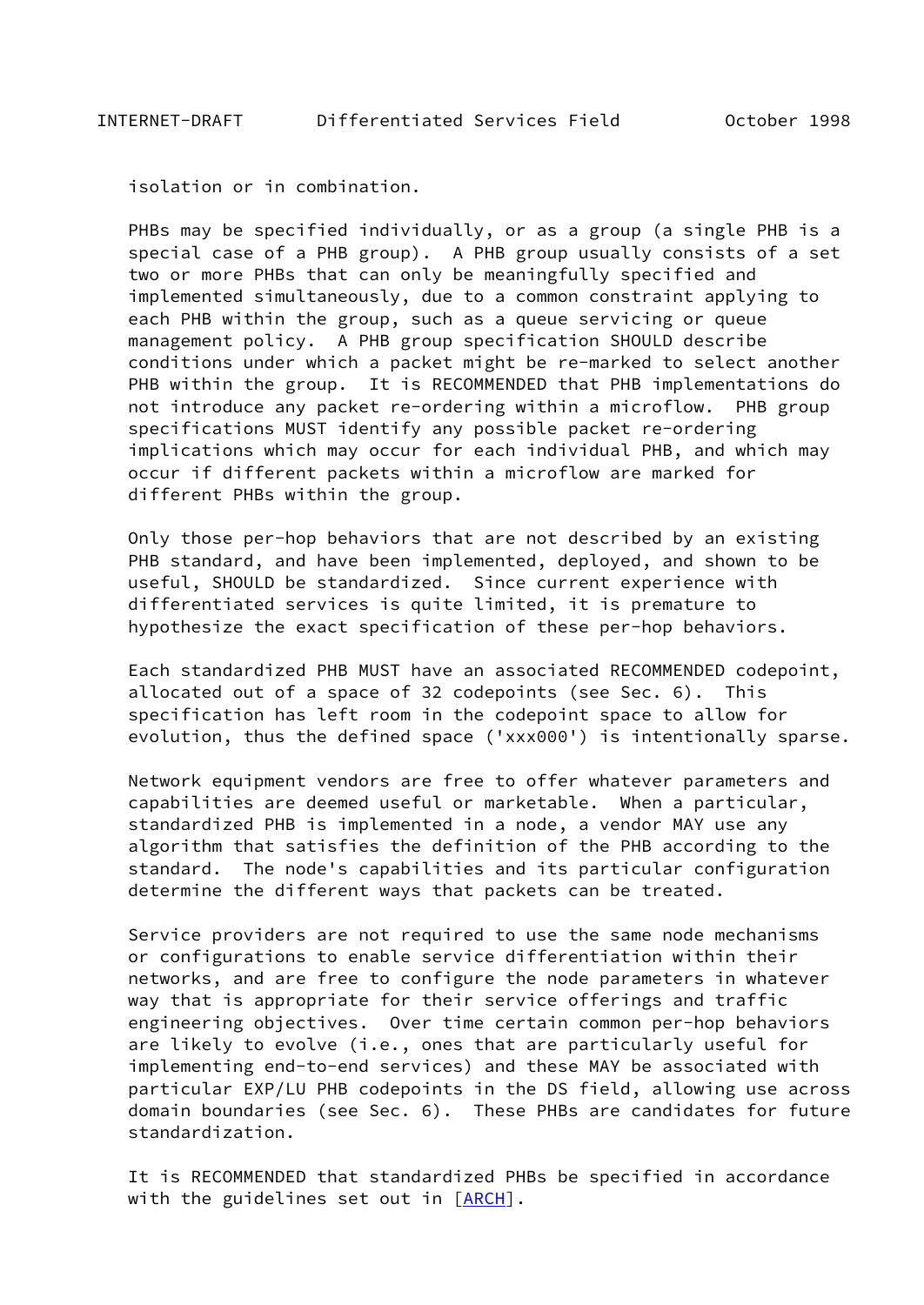isolation or in combination.

PHBs may be specified individually, or as a group (a single PHB is a special case of a PHB group). A PHB group usually consists of a set two or more PHBs that can only be meaningfully specified and implemented simultaneously, due to a common constraint applying to each PHB within the group, such as a queue servicing or queue management policy. A PHB group specification SHOULD describe conditions under which a packet might be re-marked to select another PHB within the group. It is RECOMMENDED that PHB implementations do not introduce any packet re-ordering within a microflow. PHB group specifications MUST identify any possible packet re-ordering implications which may occur for each individual PHB, and which may occur if different packets within a microflow are marked for different PHBs within the group.

Only those per-hop behaviors that are not described by an existing PHB standard, and have been implemented, deployed, and shown to be useful, SHOULD be standardized. Since current experience with differentiated services is quite limited, it is premature to hypothesize the exact specification of these per-hop behaviors.

Each standardized PHB MUST have an associated RECOMMENDED codepoint, allocated out of a space of 32 codepoints (see Sec. 6). This specification has left room in the codepoint space to allow for evolution, thus the defined space ('xxx000') is intentionally sparse.

Network equipment vendors are free to offer whatever parameters and capabilities are deemed useful or marketable. When a particular, standardized PHB is implemented in a node, a vendor MAY use any algorithm that satisfies the definition of the PHB according to the standard. The node's capabilities and its particular configuration determine the different ways that packets can be treated.

Service providers are not required to use the same node mechanisms or configurations to enable service differentiation within their networks, and are free to configure the node parameters in whatever way that is appropriate for their service offerings and traffic engineering objectives. Over time certain common per-hop behaviors are likely to evolve (i.e., ones that are particularly useful for implementing end-to-end services) and these MAY be associated with particular EXP/LU PHB codepoints in the DS field, allowing use across domain boundaries (see Sec. 6). These PHBs are candidates for future standardization.

It is RECOMMENDED that standardized PHBs be specified in accordance with the guidelines set out in [ARCH].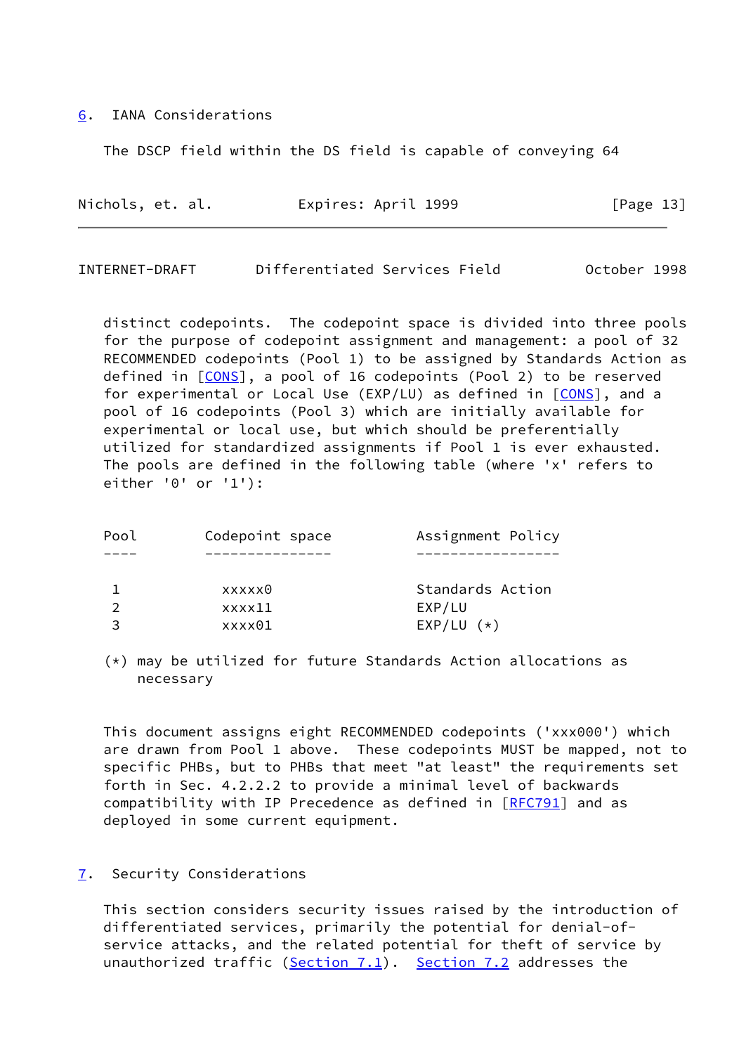## 6. IANA Considerations

The DSCP field within the DS field is capable of conveying 64 distinct codepoints. The codepoint space is divided into three pools for the purpose of codepoint assignment and management: a pool of 32 RECOMMENDED codepoints (Pool 1) to be assigned by Standards Action as defined in [CONS], a pool of 16 codepoints (Pool 2) to be reserved for experimental or Local Use (EXP/LU) as defined in [CONS], and a pool of 16 codepoints (Pool 3) which are initially available for experimental or local use, but which should be preferentially utilized for standardized assignments if Pool 1 is ever exhausted. The pools are defined in the following table (where 'x' refers to either '0' or '1'):

| Pool | Codepoint space | Assignment Policy |
|---|---|---|
| 1 | xxxxx0 | Standards Action |
| 2 | xxxx11 | EXP/LU |
| 3 | xxxx01 | EXP/LU (*) |

(*) may be utilized for future Standards Action allocations as necessary

This document assigns eight RECOMMENDED codepoints ('xxx000') which are drawn from Pool 1 above. These codepoints MUST be mapped, not to specific PHBs, but to PHBs that meet "at least" the requirements set forth in Sec. 4.2.2.2 to provide a minimal level of backwards compatibility with IP Precedence as defined in [RFC791] and as deployed in some current equipment.

## 7. Security Considerations

This section considers security issues raised by the introduction of differentiated services, primarily the potential for denial-of-service attacks, and the related potential for theft of service by unauthorized traffic (Section 7.1). Section 7.2 addresses the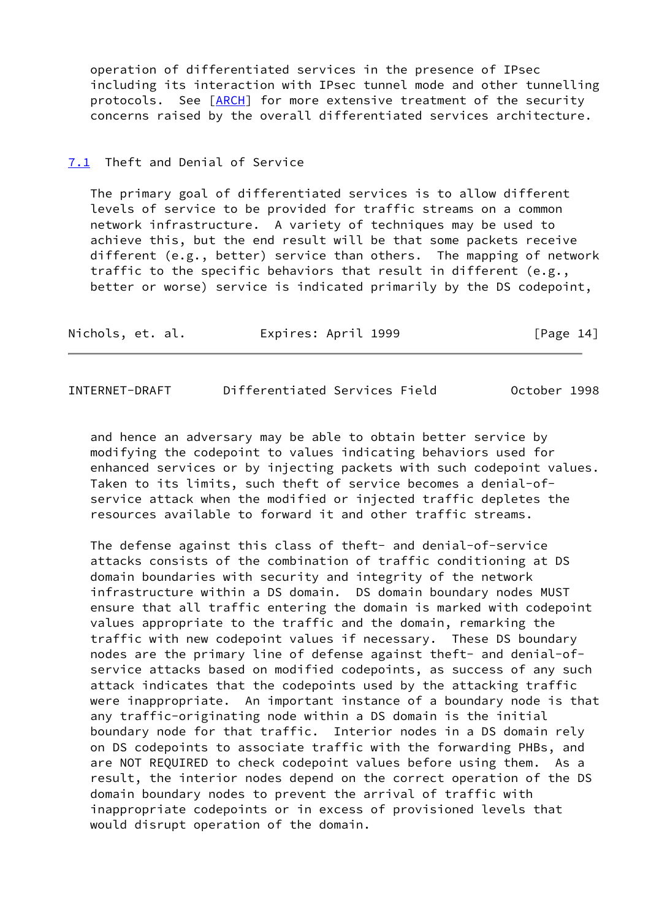operation of differentiated services in the presence of IPsec including its interaction with IPsec tunnel mode and other tunnelling protocols. See [ARCH] for more extensive treatment of the security concerns raised by the overall differentiated services architecture.

## 7.1 Theft and Denial of Service

The primary goal of differentiated services is to allow different levels of service to be provided for traffic streams on a common network infrastructure. A variety of techniques may be used to achieve this, but the end result will be that some packets receive different (e.g., better) service than others. The mapping of network traffic to the specific behaviors that result in different (e.g., better or worse) service is indicated primarily by the DS codepoint, and hence an adversary may be able to obtain better service by modifying the codepoint to values indicating behaviors used for enhanced services or by injecting packets with such codepoint values. Taken to its limits, such theft of service becomes a denial-of-service attack when the modified or injected traffic depletes the resources available to forward it and other traffic streams.

The defense against this class of theft- and denial-of-service attacks consists of the combination of traffic conditioning at DS domain boundaries with security and integrity of the network infrastructure within a DS domain. DS domain boundary nodes MUST ensure that all traffic entering the domain is marked with codepoint values appropriate to the traffic and the domain, remarking the traffic with new codepoint values if necessary. These DS boundary nodes are the primary line of defense against theft- and denial-of-service attacks based on modified codepoints, as success of any such attack indicates that the codepoints used by the attacking traffic were inappropriate. An important instance of a boundary node is that any traffic-originating node within a DS domain is the initial boundary node for that traffic. Interior nodes in a DS domain rely on DS codepoints to associate traffic with the forwarding PHBs, and are NOT REQUIRED to check codepoint values before using them. As a result, the interior nodes depend on the correct operation of the DS domain boundary nodes to prevent the arrival of traffic with inappropriate codepoints or in excess of provisioned levels that would disrupt operation of the domain.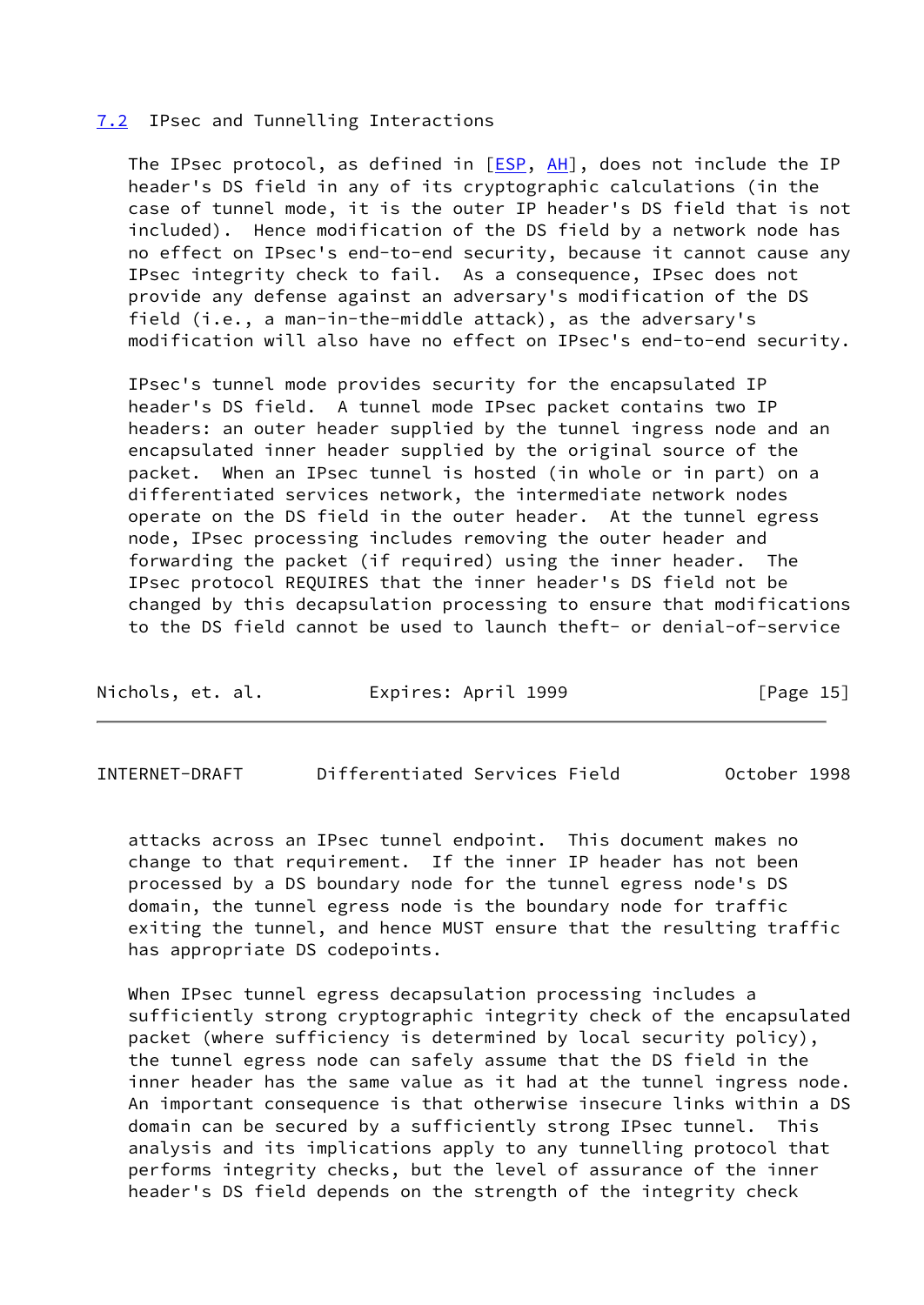### 7.2 IPsec and Tunnelling Interactions

The IPsec protocol, as defined in [ESP, AH], does not include the IP header's DS field in any of its cryptographic calculations (in the case of tunnel mode, it is the outer IP header's DS field that is not included). Hence modification of the DS field by a network node has no effect on IPsec's end-to-end security, because it cannot cause any IPsec integrity check to fail. As a consequence, IPsec does not provide any defense against an adversary's modification of the DS field (i.e., a man-in-the-middle attack), as the adversary's modification will also have no effect on IPsec's end-to-end security.

IPsec's tunnel mode provides security for the encapsulated IP header's DS field. A tunnel mode IPsec packet contains two IP headers: an outer header supplied by the tunnel ingress node and an encapsulated inner header supplied by the original source of the packet. When an IPsec tunnel is hosted (in whole or in part) on a differentiated services network, the intermediate network nodes operate on the DS field in the outer header. At the tunnel egress node, IPsec processing includes removing the outer header and forwarding the packet (if required) using the inner header. The IPsec protocol REQUIRES that the inner header's DS field not be changed by this decapsulation processing to ensure that modifications to the DS field cannot be used to launch theft- or denial-of-service attacks across an IPsec tunnel endpoint. This document makes no change to that requirement. If the inner IP header has not been processed by a DS boundary node for the tunnel egress node's DS domain, the tunnel egress node is the boundary node for traffic exiting the tunnel, and hence MUST ensure that the resulting traffic has appropriate DS codepoints.

When IPsec tunnel egress decapsulation processing includes a sufficiently strong cryptographic integrity check of the encapsulated packet (where sufficiency is determined by local security policy), the tunnel egress node can safely assume that the DS field in the inner header has the same value as it had at the tunnel ingress node. An important consequence is that otherwise insecure links within a DS domain can be secured by a sufficiently strong IPsec tunnel. This analysis and its implications apply to any tunnelling protocol that performs integrity checks, but the level of assurance of the inner header's DS field depends on the strength of the integrity check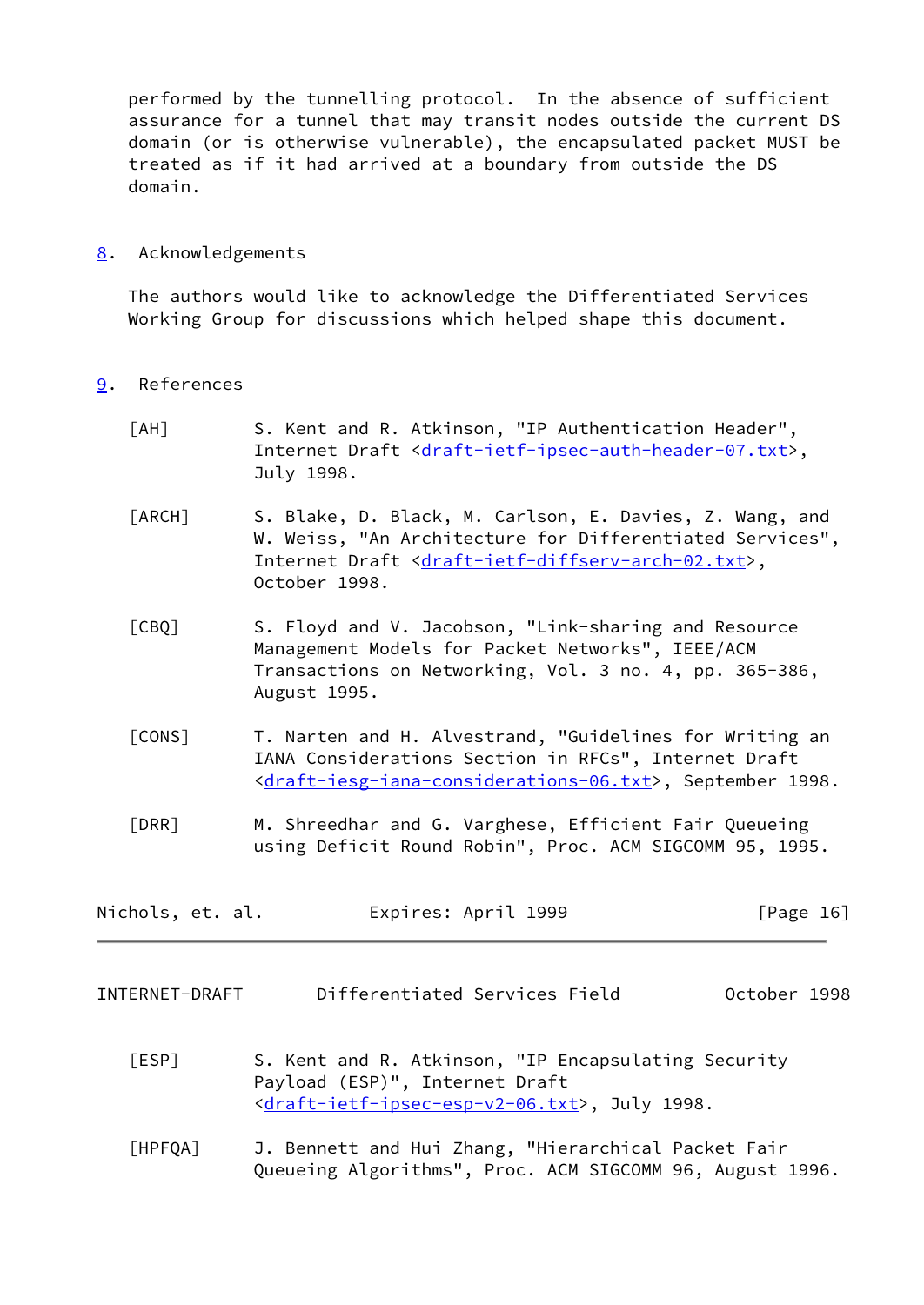performed by the tunnelling protocol. In the absence of sufficient assurance for a tunnel that may transit nodes outside the current DS domain (or is otherwise vulnerable), the encapsulated packet MUST be treated as if it had arrived at a boundary from outside the DS domain.

## 8. Acknowledgements

The authors would like to acknowledge the Differentiated Services Working Group for discussions which helped shape this document.

## 9. References

[AH] S. Kent and R. Atkinson, "IP Authentication Header", Internet Draft <draft-ietf-ipsec-auth-header-07.txt>, July 1998.

[ARCH] S. Blake, D. Black, M. Carlson, E. Davies, Z. Wang, and W. Weiss, "An Architecture for Differentiated Services", Internet Draft <draft-ietf-diffserv-arch-02.txt>, October 1998.

[CBQ] S. Floyd and V. Jacobson, "Link-sharing and Resource Management Models for Packet Networks", IEEE/ACM Transactions on Networking, Vol. 3 no. 4, pp. 365-386, August 1995.

[CONS] T. Narten and H. Alvestrand, "Guidelines for Writing an IANA Considerations Section in RFCs", Internet Draft <draft-iesg-iana-considerations-06.txt>, September 1998.

[DRR] M. Shreedhar and G. Varghese, Efficient Fair Queueing using Deficit Round Robin", Proc. ACM SIGCOMM 95, 1995.

[ESP] S. Kent and R. Atkinson, "IP Encapsulating Security Payload (ESP)", Internet Draft <draft-ietf-ipsec-esp-v2-06.txt>, July 1998.

[HPFQA] J. Bennett and Hui Zhang, "Hierarchical Packet Fair Queueing Algorithms", Proc. ACM SIGCOMM 96, August 1996.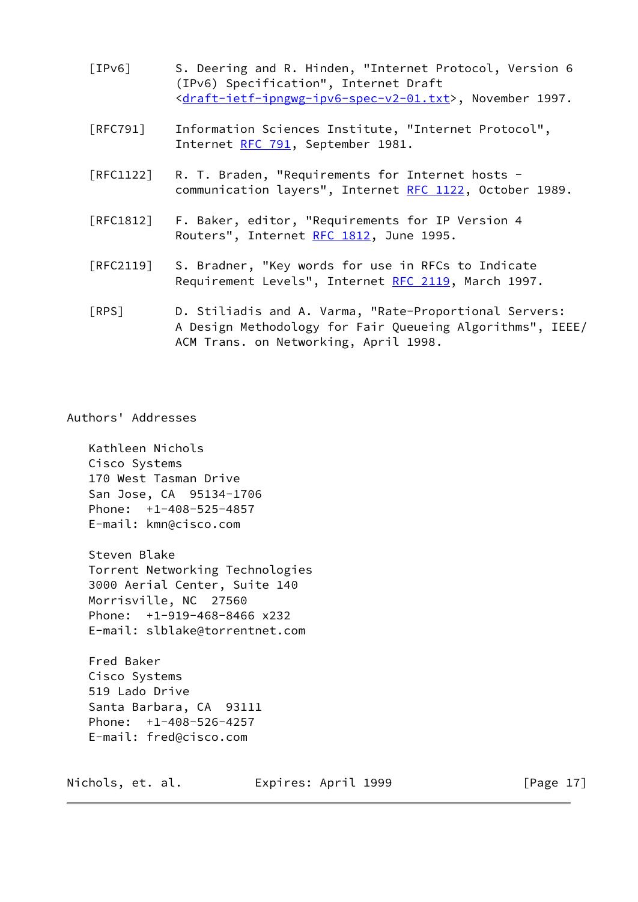[IPv6] S. Deering and R. Hinden, "Internet Protocol, Version 6 (IPv6) Specification", Internet Draft <draft-ietf-ipngwg-ipv6-spec-v2-01.txt>, November 1997.

[RFC791] Information Sciences Institute, "Internet Protocol", Internet RFC 791, September 1981.

[RFC1122] R. T. Braden, "Requirements for Internet hosts - communication layers", Internet RFC 1122, October 1989.

[RFC1812] F. Baker, editor, "Requirements for IP Version 4 Routers", Internet RFC 1812, June 1995.

[RFC2119] S. Bradner, "Key words for use in RFCs to Indicate Requirement Levels", Internet RFC 2119, March 1997.

[RPS] D. Stiliadis and A. Varma, "Rate-Proportional Servers: A Design Methodology for Fair Queueing Algorithms", IEEE/ ACM Trans. on Networking, April 1998.

## Authors' Addresses

Kathleen Nichols
Cisco Systems
170 West Tasman Drive
San Jose, CA 95134-1706
Phone: +1-408-525-4857
E-mail: kmn@cisco.com

Steven Blake
Torrent Networking Technologies
3000 Aerial Center, Suite 140
Morrisville, NC 27560
Phone: +1-919-468-8466 x232
E-mail: slblake@torrentnet.com

Fred Baker
Cisco Systems
519 Lado Drive
Santa Barbara, CA 93111
Phone: +1-408-526-4257
E-mail: fred@cisco.com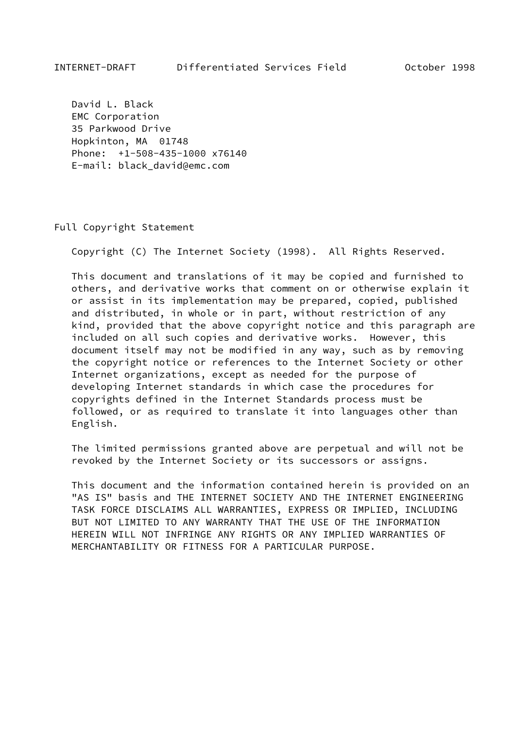David L. Black
EMC Corporation
35 Parkwood Drive
Hopkinton, MA  01748
Phone:  +1-508-435-1000 x76140
E-mail: black_david@emc.com

## Full Copyright Statement

Copyright (C) The Internet Society (1998).  All Rights Reserved.

This document and translations of it may be copied and furnished to others, and derivative works that comment on or otherwise explain it or assist in its implementation may be prepared, copied, published and distributed, in whole or in part, without restriction of any kind, provided that the above copyright notice and this paragraph are included on all such copies and derivative works.  However, this document itself may not be modified in any way, such as by removing the copyright notice or references to the Internet Society or other Internet organizations, except as needed for the purpose of developing Internet standards in which case the procedures for copyrights defined in the Internet Standards process must be followed, or as required to translate it into languages other than English.

The limited permissions granted above are perpetual and will not be revoked by the Internet Society or its successors or assigns.

This document and the information contained herein is provided on an "AS IS" basis and THE INTERNET SOCIETY AND THE INTERNET ENGINEERING TASK FORCE DISCLAIMS ALL WARRANTIES, EXPRESS OR IMPLIED, INCLUDING BUT NOT LIMITED TO ANY WARRANTY THAT THE USE OF THE INFORMATION HEREIN WILL NOT INFRINGE ANY RIGHTS OR ANY IMPLIED WARRANTIES OF MERCHANTABILITY OR FITNESS FOR A PARTICULAR PURPOSE.